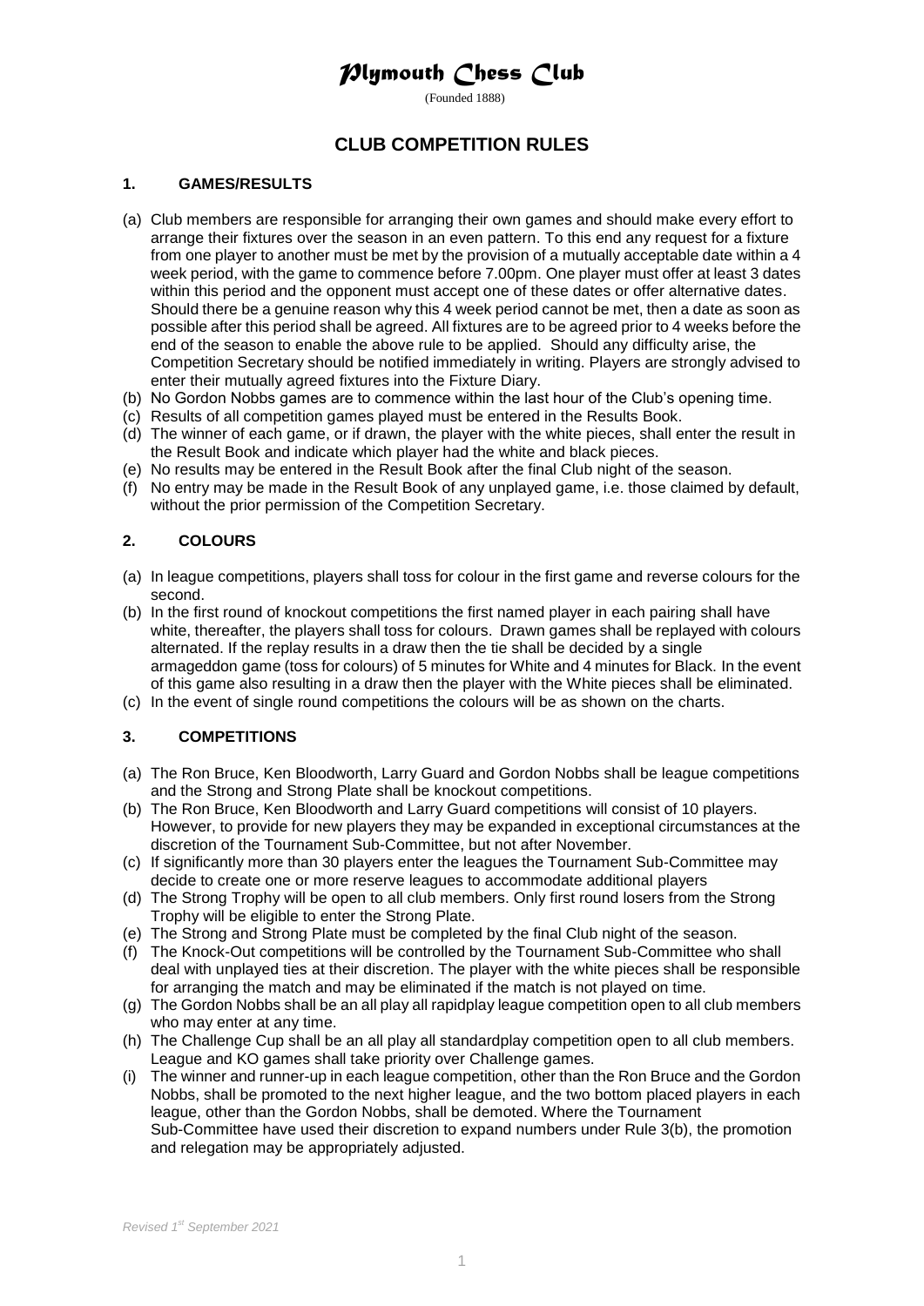# Plymouth Chess Club

(Founded 1888)

## CLUB COMPETITION RULES

### 1. GAMES/RESULTS

(a) Club members are responsible for arranging their own games and should make every effort to arrange their fixtures over the season in an even pattern. To this end any request for a fixture from one player to another must be met by the provision of a mutually acceptable date within a 4 week period, with the game to commence before 7.00pm. One player must offer at least 3 dates within this period and the opponent must accept one of these dates or offer alternative dates. Should there be a genuine reason why this 4 week period cannot be met, then a date as soon as possible after this period shall be agreed. All fixtures are to be agreed prior to 4 weeks before the end of the season to enable the above rule to be applied. Should any difficulty arise, the Competition Secretary should be notified immediately in writing. Players are strongly advised to enter their mutually agreed fixtures into the Fixture Diary.

(b) No Gordon Nobbs games are to commence within the last hour of the Club's opening time.

(c) Results of all competition games played must be entered in the Results Book.

(d) The winner of each game, or if drawn, the player with the white pieces, shall enter the result in the Result Book and indicate which player had the white and black pieces.

(e) No results may be entered in the Result Book after the final Club night of the season.

(f) No entry may be made in the Result Book of any unplayed game, i.e. those claimed by default, without the prior permission of the Competition Secretary.

### 2. COLOURS

(a) In league competitions, players shall toss for colour in the first game and reverse colours for the second.

(b) In the first round of knockout competitions the first named player in each pairing shall have white, thereafter, the players shall toss for colours. Drawn games shall be replayed with colours alternated. If the replay results in a draw then the tie shall be decided by a single armageddon game (toss for colours) of 5 minutes for White and 4 minutes for Black. In the event of this game also resulting in a draw then the player with the White pieces shall be eliminated.

(c) In the event of single round competitions the colours will be as shown on the charts.

### 3. COMPETITIONS

(a) The Ron Bruce, Ken Bloodworth, Larry Guard and Gordon Nobbs shall be league competitions and the Strong and Strong Plate shall be knockout competitions.

(b) The Ron Bruce, Ken Bloodworth and Larry Guard competitions will consist of 10 players. However, to provide for new players they may be expanded in exceptional circumstances at the discretion of the Tournament Sub-Committee, but not after November.

(c) If significantly more than 30 players enter the leagues the Tournament Sub-Committee may decide to create one or more reserve leagues to accommodate additional players

(d) The Strong Trophy will be open to all club members. Only first round losers from the Strong Trophy will be eligible to enter the Strong Plate.

(e) The Strong and Strong Plate must be completed by the final Club night of the season.

(f) The Knock-Out competitions will be controlled by the Tournament Sub-Committee who shall deal with unplayed ties at their discretion. The player with the white pieces shall be responsible for arranging the match and may be eliminated if the match is not played on time.

(g) The Gordon Nobbs shall be an all play all rapidplay league competition open to all club members who may enter at any time.

(h) The Challenge Cup shall be an all play all standardplay competition open to all club members. League and KO games shall take priority over Challenge games.

(i) The winner and runner-up in each league competition, other than the Ron Bruce and the Gordon Nobbs, shall be promoted to the next higher league, and the two bottom placed players in each league, other than the Gordon Nobbs, shall be demoted. Where the Tournament Sub-Committee have used their discretion to expand numbers under Rule 3(b), the promotion and relegation may be appropriately adjusted.

*Revised 1st September 2021*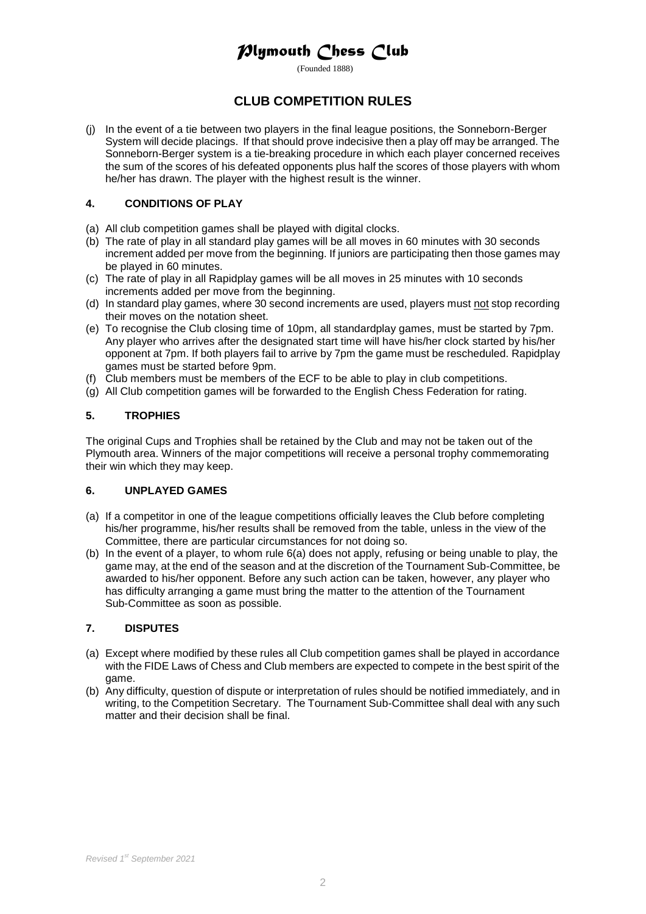# Plymouth Chess Club

(Founded 1888)

## CLUB COMPETITION RULES

(j) In the event of a tie between two players in the final league positions, the Sonneborn-Berger System will decide placings. If that should prove indecisive then a play off may be arranged. The Sonneborn-Berger system is a tie-breaking procedure in which each player concerned receives the sum of the scores of his defeated opponents plus half the scores of those players with whom he/her has drawn. The player with the highest result is the winner.

### 4. CONDITIONS OF PLAY

(a) All club competition games shall be played with digital clocks.
(b) The rate of play in all standard play games will be all moves in 60 minutes with 30 seconds increment added per move from the beginning. If juniors are participating then those games may be played in 60 minutes.
(c) The rate of play in all Rapidplay games will be all moves in 25 minutes with 10 seconds increments added per move from the beginning.
(d) In standard play games, where 30 second increments are used, players must not stop recording their moves on the notation sheet.
(e) To recognise the Club closing time of 10pm, all standardplay games, must be started by 7pm. Any player who arrives after the designated start time will have his/her clock started by his/her opponent at 7pm. If both players fail to arrive by 7pm the game must be rescheduled. Rapidplay games must be started before 9pm.
(f) Club members must be members of the ECF to be able to play in club competitions.
(g) All Club competition games will be forwarded to the English Chess Federation for rating.

### 5. TROPHIES

The original Cups and Trophies shall be retained by the Club and may not be taken out of the Plymouth area. Winners of the major competitions will receive a personal trophy commemorating their win which they may keep.

### 6. UNPLAYED GAMES

(a) If a competitor in one of the league competitions officially leaves the Club before completing his/her programme, his/her results shall be removed from the table, unless in the view of the Committee, there are particular circumstances for not doing so.
(b) In the event of a player, to whom rule 6(a) does not apply, refusing or being unable to play, the game may, at the end of the season and at the discretion of the Tournament Sub-Committee, be awarded to his/her opponent. Before any such action can be taken, however, any player who has difficulty arranging a game must bring the matter to the attention of the Tournament Sub-Committee as soon as possible.

### 7. DISPUTES

(a) Except where modified by these rules all Club competition games shall be played in accordance with the FIDE Laws of Chess and Club members are expected to compete in the best spirit of the game.
(b) Any difficulty, question of dispute or interpretation of rules should be notified immediately, and in writing, to the Competition Secretary. The Tournament Sub-Committee shall deal with any such matter and their decision shall be final.

*Revised 1st September 2021*